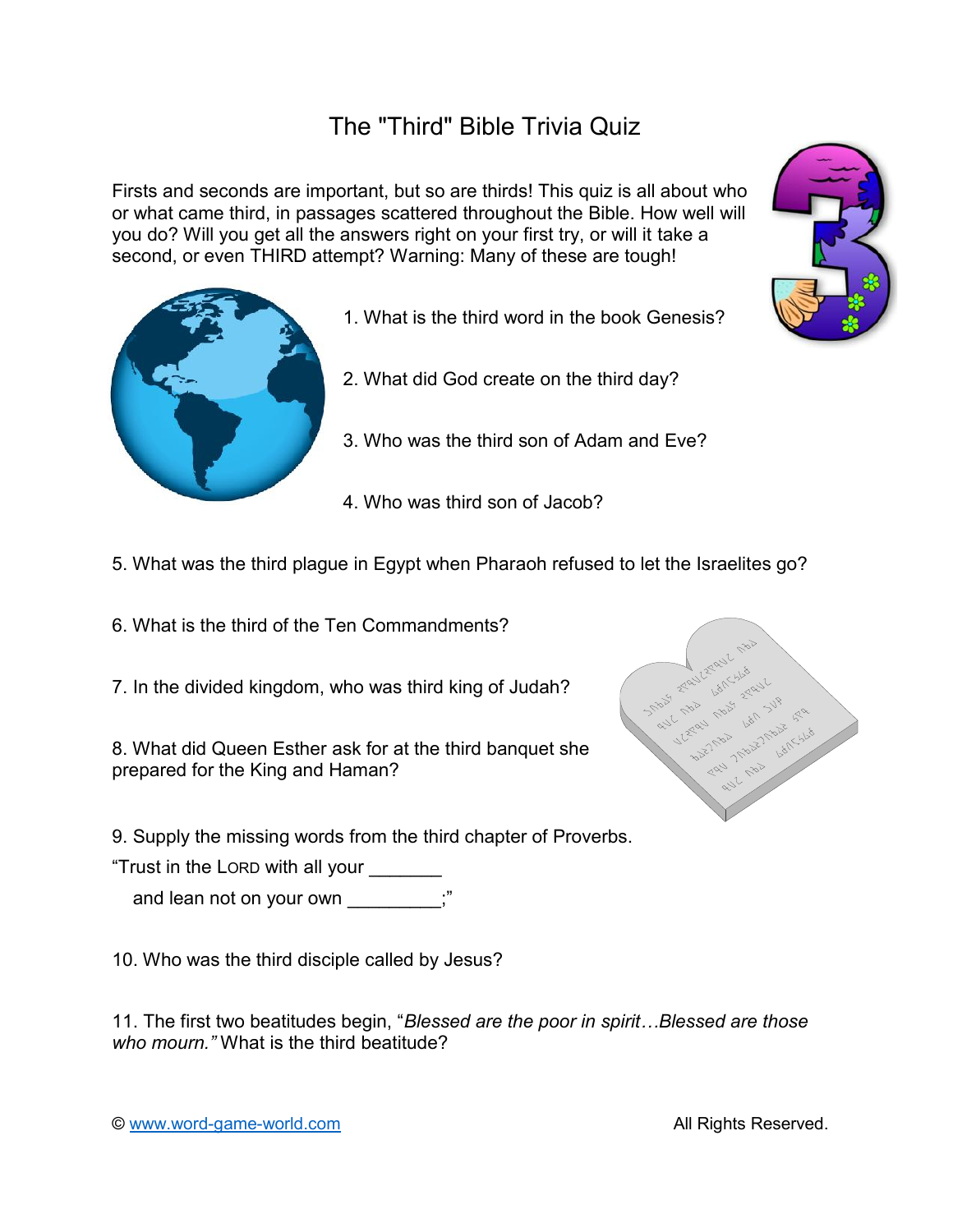# The "Third" Bible Trivia Quiz

Firsts and seconds are important, but so are thirds! This quiz is all about who or what came third, in passages scattered throughout the Bible. How well will you do? Will you get all the answers right on your first try, or will it take a second, or even THIRD attempt? Warning: Many of these are tough!

1. What is the third word in the book Genesis?

2. What did God create on the third day?

3. Who was the third son of Adam and Eve?

4. Who was third son of Jacob?

5. What was the third plague in Egypt when Pharaoh refused to let the Israelites go?

6. What is the third of the Ten Commandments?

7. In the divided kingdom, who was third king of Judah?

8. What did Queen Esther ask for at the third banquet she prepared for the King and Haman?

9. Supply the missing words from the third chapter of Proverbs.

"Trust in the LORD with all your _______

and lean not on your own _________;"

10. Who was the third disciple called by Jesus?

11. The first two beatitudes begin, "*Blessed are the poor in spirit…Blessed are those who mourn."* What is the third beatitude?

© www.word-game-world.com All Rights Reserved.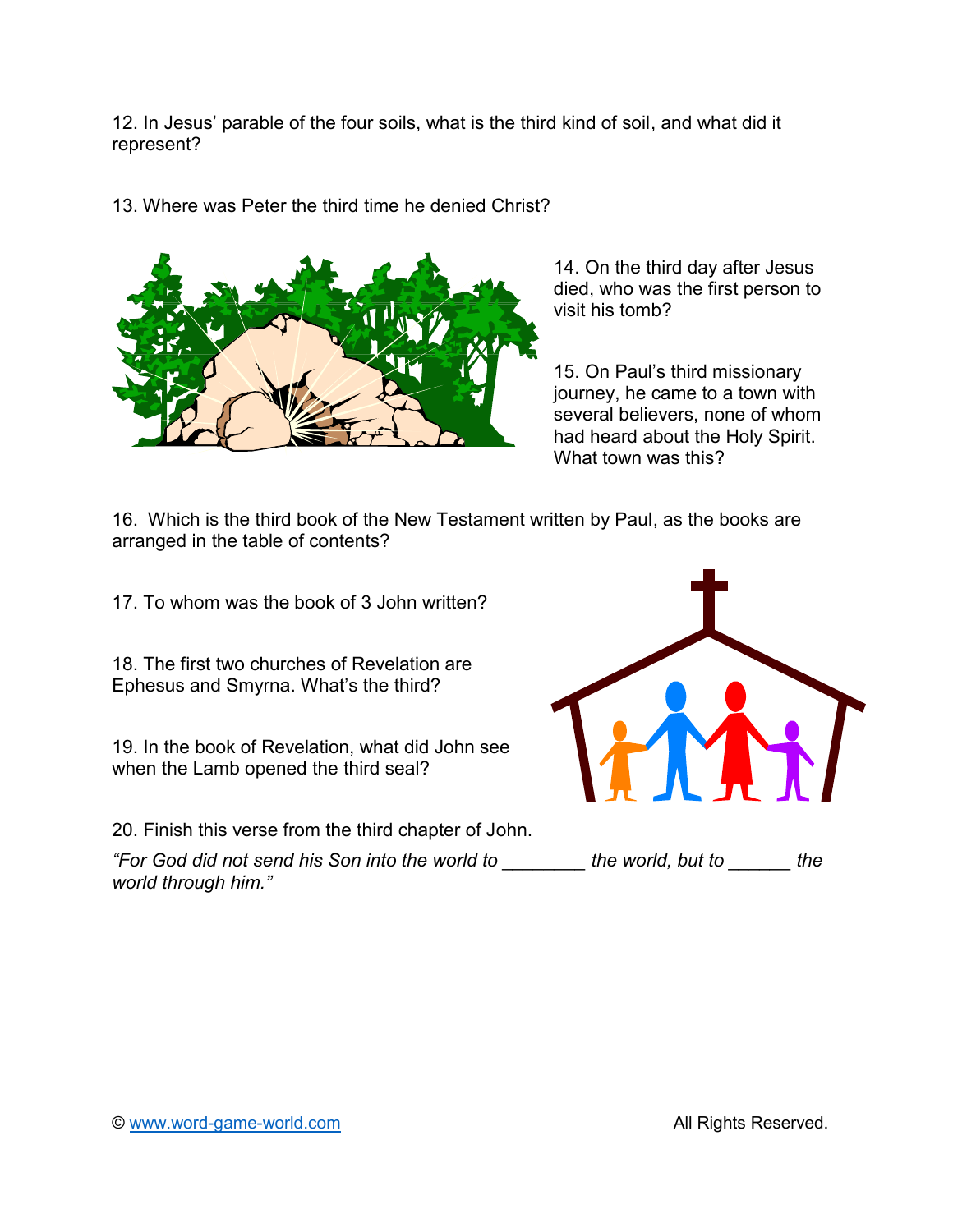12. In Jesus' parable of the four soils, what is the third kind of soil, and what did it represent?

13. Where was Peter the third time he denied Christ?

14. On the third day after Jesus died, who was the first person to visit his tomb?

15. On Paul's third missionary journey, he came to a town with several believers, none of whom had heard about the Holy Spirit. What town was this?

16. Which is the third book of the New Testament written by Paul, as the books are arranged in the table of contents?

17. To whom was the book of 3 John written?

18. The first two churches of Revelation are Ephesus and Smyrna. What's the third?

19. In the book of Revelation, what did John see when the Lamb opened the third seal?

20. Finish this verse from the third chapter of John.

*"For God did not send his Son into the world to ________ the world, but to ______ the world through him."*

© www.word-game-world.com All Rights Reserved.